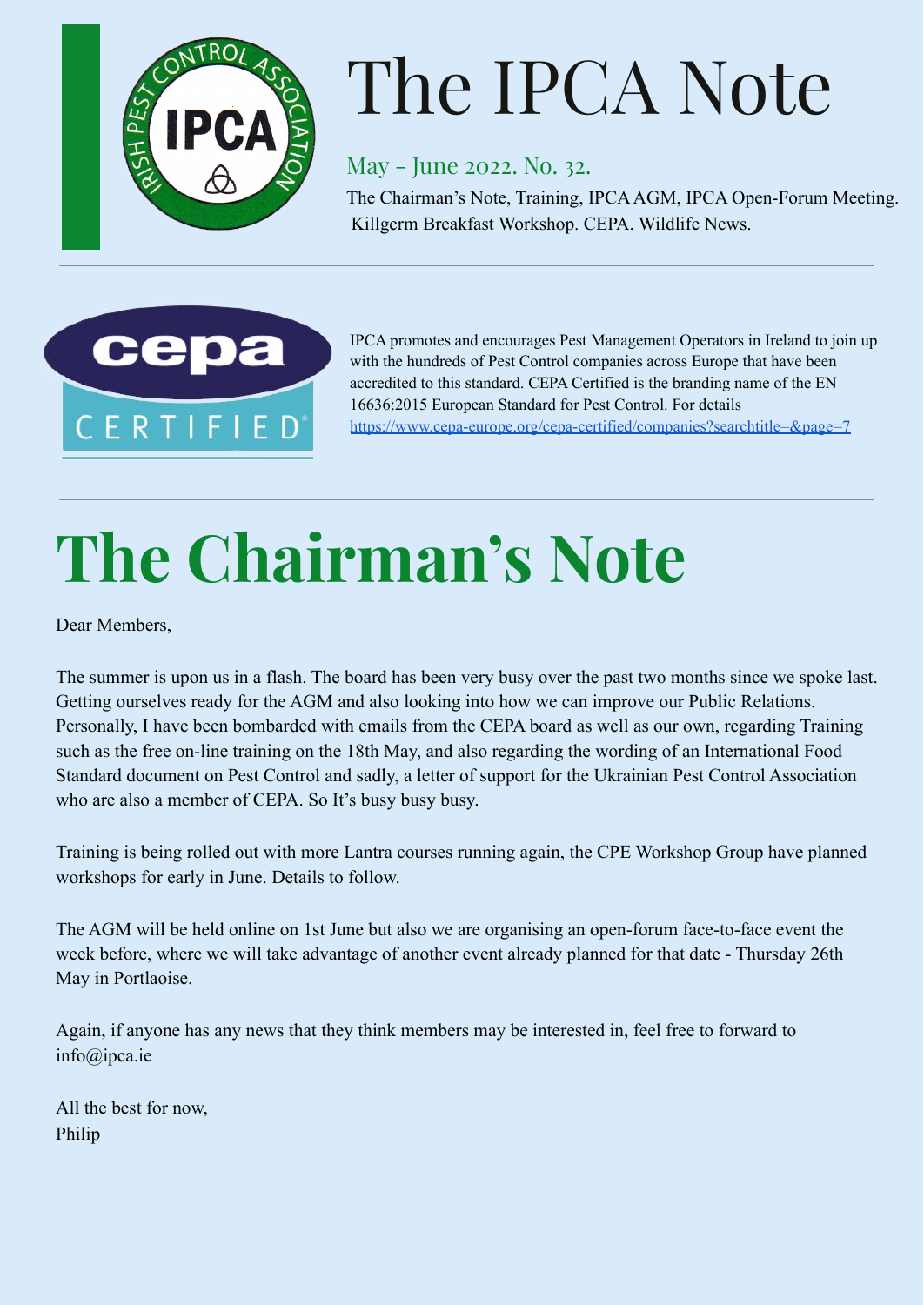# The IPCA Note

## May - June 2022. No. 32.

The Chairman's Note, Training, IPCA AGM, IPCA Open-Forum Meeting. Killgerm Breakfast Workshop. CEPA. Wildlife News.

---

IPCA promotes and encourages Pest Management Operators in Ireland to join up with the hundreds of Pest Control companies across Europe that have been accredited to this standard. CEPA Certified is the branding name of the EN 16636:2015 European Standard for Pest Control. For details https://www.cepa-europe.org/cepa-certified/companies?searchtitle=&page=7

---

# The Chairman's Note

Dear Members,

The summer is upon us in a flash. The board has been very busy over the past two months since we spoke last. Getting ourselves ready for the AGM and also looking into how we can improve our Public Relations. Personally, I have been bombarded with emails from the CEPA board as well as our own, regarding Training such as the free on-line training on the 18th May, and also regarding the wording of an International Food Standard document on Pest Control and sadly, a letter of support for the Ukrainian Pest Control Association who are also a member of CEPA. So It's busy busy busy.

Training is being rolled out with more Lantra courses running again, the CPE Workshop Group have planned workshops for early in June. Details to follow.

The AGM will be held online on 1st June but also we are organising an open-forum face-to-face event the week before, where we will take advantage of another event already planned for that date - Thursday 26th May in Portlaoise.

Again, if anyone has any news that they think members may be interested in, feel free to forward to info@ipca.ie

All the best for now,
Philip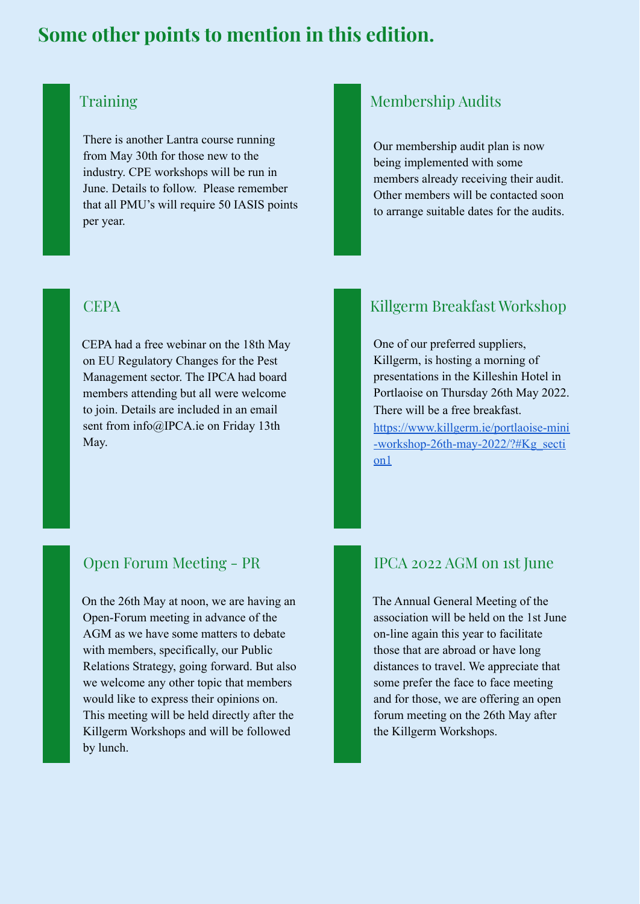# Some other points to mention in this edition.

## Training

There is another Lantra course running from May 30th for those new to the industry. CPE workshops will be run in June. Details to follow. Please remember that all PMU's will require 50 IASIS points per year.

## Membership Audits

Our membership audit plan is now being implemented with some members already receiving their audit. Other members will be contacted soon to arrange suitable dates for the audits.

## CEPA

CEPA had a free webinar on the 18th May on EU Regulatory Changes for the Pest Management sector. The IPCA had board members attending but all were welcome to join. Details are included in an email sent from info@IPCA.ie on Friday 13th May.

## Killgerm Breakfast Workshop

One of our preferred suppliers, Killgerm, is hosting a morning of presentations in the Killeshin Hotel in Portlaoise on Thursday 26th May 2022. There will be a free breakfast.
https://www.killgerm.ie/portlaoise-mini-workshop-26th-may-2022/?#Kg_section1

## Open Forum Meeting - PR

On the 26th May at noon, we are having an Open-Forum meeting in advance of the AGM as we have some matters to debate with members, specifically, our Public Relations Strategy, going forward. But also we welcome any other topic that members would like to express their opinions on. This meeting will be held directly after the Killgerm Workshops and will be followed by lunch.

## IPCA 2022 AGM on 1st June

The Annual General Meeting of the association will be held on the 1st June on-line again this year to facilitate those that are abroad or have long distances to travel. We appreciate that some prefer the face to face meeting and for those, we are offering an open forum meeting on the 26th May after the Killgerm Workshops.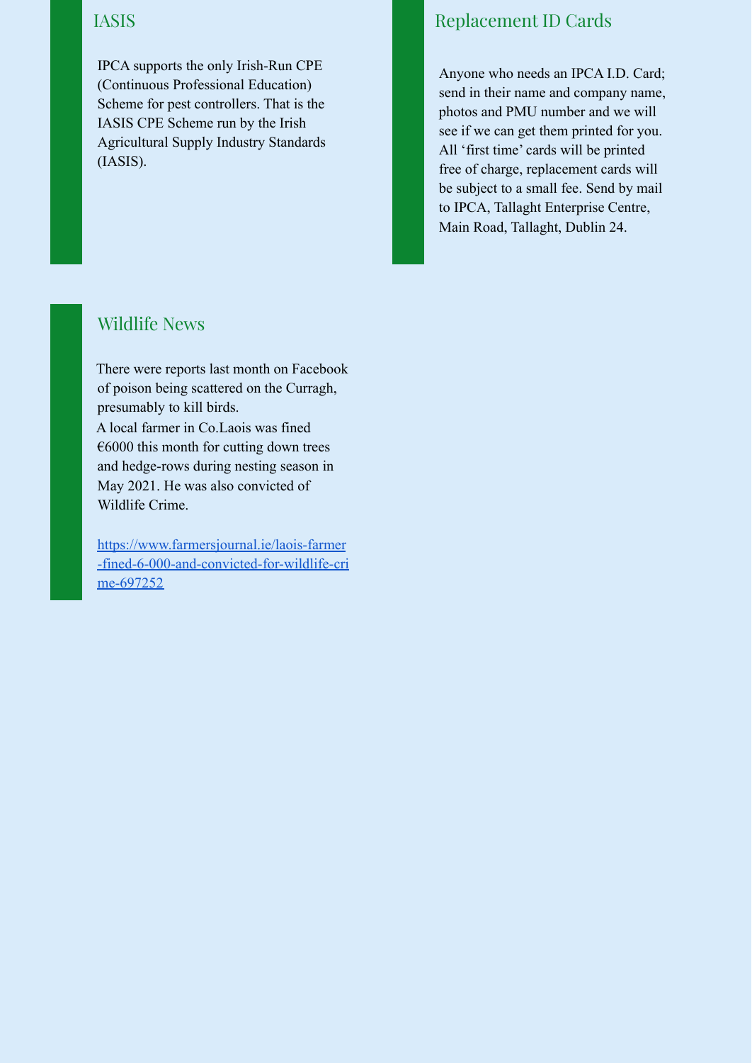## IASIS

IPCA supports the only Irish-Run CPE (Continuous Professional Education) Scheme for pest controllers. That is the IASIS CPE Scheme run by the Irish Agricultural Supply Industry Standards (IASIS).

## Replacement ID Cards

Anyone who needs an IPCA I.D. Card; send in their name and company name, photos and PMU number and we will see if we can get them printed for you. All 'first time' cards will be printed free of charge, replacement cards will be subject to a small fee. Send by mail to IPCA, Tallaght Enterprise Centre, Main Road, Tallaght, Dublin 24.

## Wildlife News

There were reports last month on Facebook of poison being scattered on the Curragh, presumably to kill birds.
A local farmer in Co.Laois was fined €6000 this month for cutting down trees and hedge-rows during nesting season in May 2021. He was also convicted of Wildlife Crime.

https://www.farmersjournal.ie/laois-farmer-fined-6-000-and-convicted-for-wildlife-crime-697252